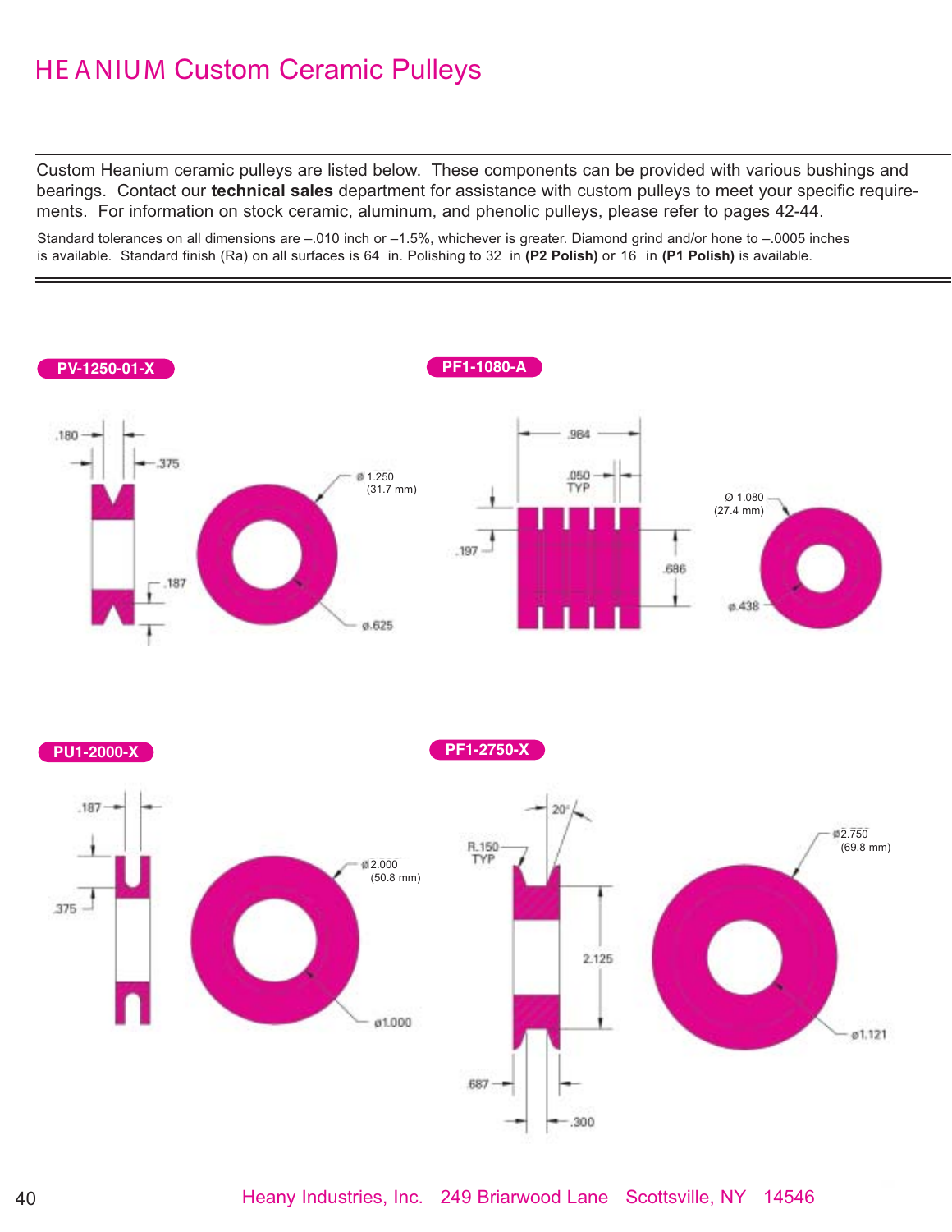# HEANIUM Custom Ceramic Pulleys

Custom Heanium ceramic pulleys are listed below. These components can be provided with various bushings and bearings. Contact our **technical sales** department for assistance with custom pulleys to meet your specific requirements. For information on stock ceramic, aluminum, and phenolic pulleys, please refer to pages 42-44.

Standard tolerances on all dimensions are ±.010 inch or ±1.5%, whichever is greater. Diamond grind and/or hone to ±.0005 inches is available. Standard finish (Ra) on all surfaces is 64 µin. Polishing to 32 µin **(P2 Polish)** or 16 µin **(P1 Polish)** is available.

**PV-1250-01-X**

.180 · .375 · .187 · ø 1.250 (31.7 mm) · ø.625

**PF1-1080-A**

.984 · .050 TYP · .197 · .686 · Ø 1.080 (27.4 mm) · ø.438

**PU1-2000-X**

.187 · .375 · ø2.000 (50.8 mm) · ø1.000

**PF1-2750-X**

20° · R.150 TYP · 2.125 · .687 · .300 · ø2.750 (69.8 mm) · ø1.121

Heany Industries, Inc. 249 Briarwood Lane Scottsville, NY 14546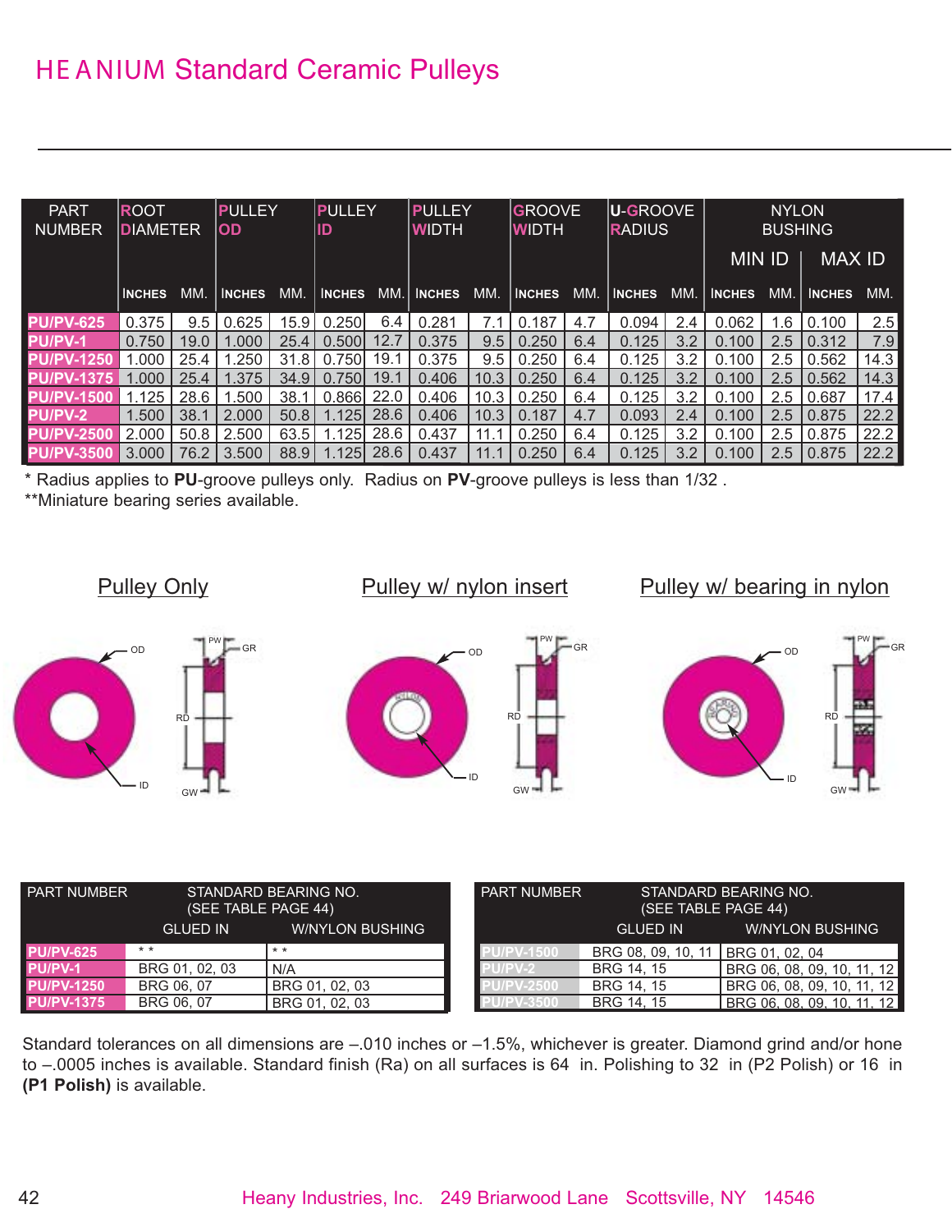# HEANIUM Standard Ceramic Pulleys

| PART NUMBER | ROOT DIAMETER | | PULLEY OD | | PULLEY ID | | PULLEY WIDTH | | GROOVE WIDTH | | U-GROOVE RADIUS | | NYLON BUSHING MIN ID | | NYLON BUSHING MAX ID | |
|---|---|---|---|---|---|---|---|---|---|---|---|---|---|---|---|---|
| | INCHES | MM. | INCHES | MM. | INCHES | MM. | INCHES | MM. | INCHES | MM. | INCHES | MM. | INCHES | MM. | INCHES | MM. |
| PU/PV-625 | 0.375 | 9.5 | 0.625 | 15.9 | 0.250 | 6.4 | 0.281 | 7.1 | 0.187 | 4.7 | 0.094 | 2.4 | 0.062 | 1.6 | 0.100 | 2.5 |
| PU/PV-1 | 0.750 | 19.0 | 1.000 | 25.4 | 0.500 | 12.7 | 0.375 | 9.5 | 0.250 | 6.4 | 0.125 | 3.2 | 0.100 | 2.5 | 0.312 | 7.9 |
| PU/PV-1250 | 1.000 | 25.4 | 1.250 | 31.8 | 0.750 | 19.1 | 0.375 | 9.5 | 0.250 | 6.4 | 0.125 | 3.2 | 0.100 | 2.5 | 0.562 | 14.3 |
| PU/PV-1375 | 1.000 | 25.4 | 1.375 | 34.9 | 0.750 | 19.1 | 0.406 | 10.3 | 0.250 | 6.4 | 0.125 | 3.2 | 0.100 | 2.5 | 0.562 | 14.3 |
| PU/PV-1500 | 1.125 | 28.6 | 1.500 | 38.1 | 0.866 | 22.0 | 0.406 | 10.3 | 0.250 | 6.4 | 0.125 | 3.2 | 0.100 | 2.5 | 0.687 | 17.4 |
| PU/PV-2 | 1.500 | 38.1 | 2.000 | 50.8 | 1.125 | 28.6 | 0.406 | 10.3 | 0.187 | 4.7 | 0.093 | 2.4 | 0.100 | 2.5 | 0.875 | 22.2 |
| PU/PV-2500 | 2.000 | 50.8 | 2.500 | 63.5 | 1.125 | 28.6 | 0.437 | 11.1 | 0.250 | 6.4 | 0.125 | 3.2 | 0.100 | 2.5 | 0.875 | 22.2 |
| PU/PV-3500 | 3.000 | 76.2 | 3.500 | 88.9 | 1.125 | 28.6 | 0.437 | 11.1 | 0.250 | 6.4 | 0.125 | 3.2 | 0.100 | 2.5 | 0.875 | 22.2 |

\* Radius applies to **PU**-groove pulleys only. Radius on **PV**-groove pulleys is less than 1/32 .
\*\*Miniature bearing series available.

Pulley Only — Pulley w/ nylon insert — Pulley w/ bearing in nylon

| PART NUMBER | STANDARD BEARING NO. (SEE TABLE PAGE 44) GLUED IN | W/NYLON BUSHING |
|---|---|---|
| PU/PV-625 | \*\* | \*\* |
| PU/PV-1 | BRG 01, 02, 03 | N/A |
| PU/PV-1250 | BRG 06, 07 | BRG 01, 02, 03 |
| PU/PV-1375 | BRG 06, 07 | BRG 01, 02, 03 |

| PART NUMBER | STANDARD BEARING NO. (SEE TABLE PAGE 44) GLUED IN | W/NYLON BUSHING |
|---|---|---|
| PU/PV-1500 | BRG 08, 09, 10, 11 | BRG 01, 02, 04 |
| PU/PV-2 | BRG 14, 15 | BRG 06, 08, 09, 10, 11, 12 |
| PU/PV-2500 | BRG 14, 15 | BRG 06, 08, 09, 10, 11, 12 |
| PU/PV-3500 | BRG 14, 15 | BRG 06, 08, 09, 10, 11, 12 |

Standard tolerances on all dimensions are –.010 inches or –1.5%, whichever is greater. Diamond grind and/or hone to –.0005 inches is available. Standard finish (Ra) on all surfaces is 64 in. Polishing to 32 in (P2 Polish) or 16 in **(P1 Polish)** is available.

Heany Industries, Inc. 249 Briarwood Lane Scottsville, NY 14546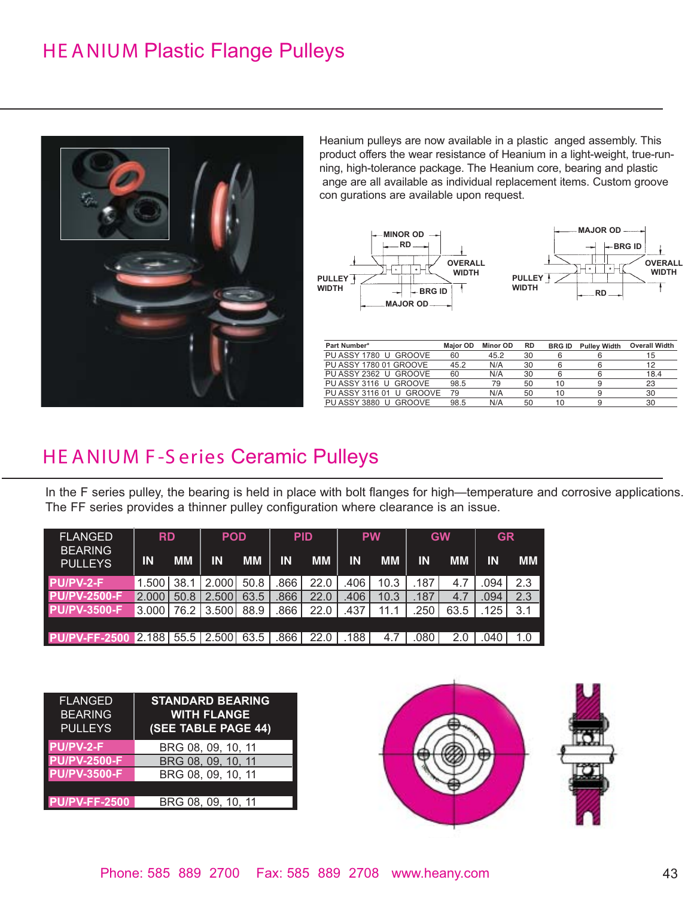# HEANIUM Plastic Flange Pulleys

Heanium pulleys are now available in a plastic anged assembly. This product offers the wear resistance of Heanium in a light-weight, true-running, high-tolerance package. The Heanium core, bearing and plastic ange are all available as individual replacement items. Custom groove con gurations are available upon request.

MINOR OD RD OVERALL WIDTH PULLEY WIDTH BRG ID MAJOR OD

MAJOR OD BRG ID OVERALL WIDTH PULLEY WIDTH RD

| Part Number* | Major OD | Minor OD | RD | BRG ID | Pulley Width | Overall Width |
|---|---|---|---|---|---|---|
| PU ASSY 1780 U GROOVE | 60 | 45.2 | 30 | 6 | 6 | 15 |
| PU ASSY 1780 01 GROOVE | 45.2 | N/A | 30 | 6 | 6 | 12 |
| PU ASSY 2362 U GROOVE | 60 | N/A | 30 | 6 | 6 | 18.4 |
| PU ASSY 3116 U GROOVE | 98.5 | 79 | 50 | 10 | 9 | 23 |
| PU ASSY 3116 01 U GROOVE | 79 | N/A | 50 | 10 | 9 | 30 |
| PU ASSY 3880 U GROOVE | 98.5 | N/A | 50 | 10 | 9 | 30 |

# HEANIUM F-Series Ceramic Pulleys

In the F series pulley, the bearing is held in place with bolt flanges for high—temperature and corrosive applications. The FF series provides a thinner pulley configuration where clearance is an issue.

| FLANGED BEARING PULLEYS | RD | | POD | | PID | | PW | | GW | | GR | |
|---|---|---|---|---|---|---|---|---|---|---|---|---|
| | IN | MM | IN | MM | IN | MM | IN | MM | IN | MM | IN | MM |
| PU/PV-2-F | 1.500 | 38.1 | 2.000 | 50.8 | .866 | 22.0 | .406 | 10.3 | .187 | 4.7 | .094 | 2.3 |
| PU/PV-2500-F | 2.000 | 50.8 | 2.500 | 63.5 | .866 | 22.0 | .406 | 10.3 | .187 | 4.7 | .094 | 2.3 |
| PU/PV-3500-F | 3.000 | 76.2 | 3.500 | 88.9 | .866 | 22.0 | .437 | 11.1 | .250 | 63.5 | .125 | 3.1 |
| PU/PV-FF-2500 | 2.188 | 55.5 | 2.500 | 63.5 | .866 | 22.0 | .188 | 4.7 | .080 | 2.0 | .040 | 1.0 |

| FLANGED BEARING PULLEYS | STANDARD BEARING WITH FLANGE (SEE TABLE PAGE 44) |
|---|---|
| PU/PV-2-F | BRG 08, 09, 10, 11 |
| PU/PV-2500-F | BRG 08, 09, 10, 11 |
| PU/PV-3500-F | BRG 08, 09, 10, 11 |
| PU/PV-FF-2500 | BRG 08, 09, 10, 11 |

Phone: 585 889 2700 Fax: 585 889 2708 www.heany.com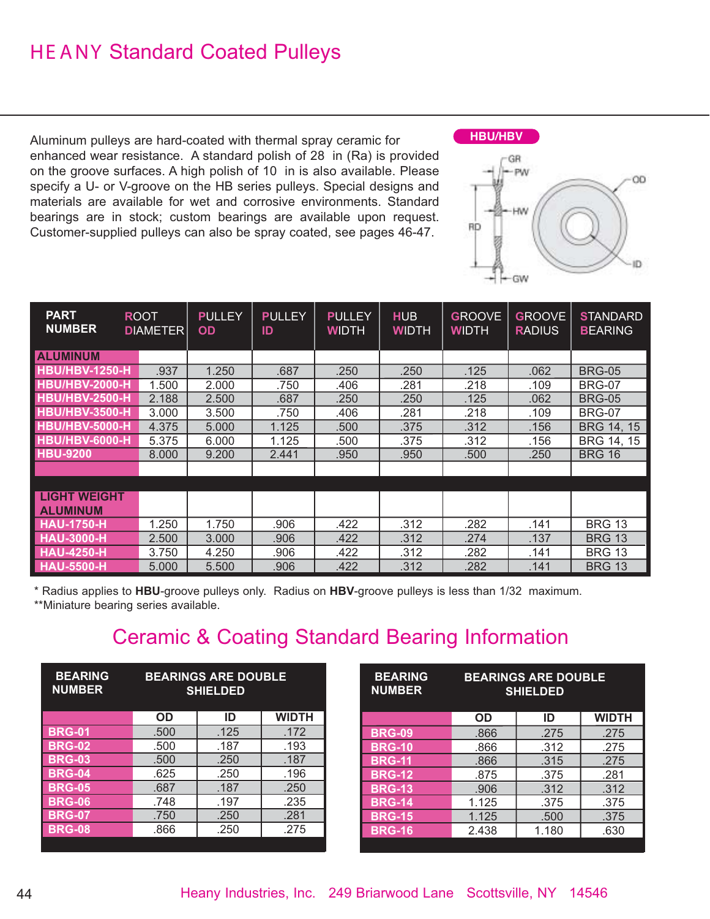# HEANY Standard Coated Pulleys

Aluminum pulleys are hard-coated with thermal spray ceramic for enhanced wear resistance. A standard polish of 28 in (Ra) is provided on the groove surfaces. A high polish of 10 in is also available. Please specify a U- or V-groove on the HB series pulleys. Special designs and materials are available for wet and corrosive environments. Standard bearings are in stock; custom bearings are available upon request. Customer-supplied pulleys can also be spray coated, see pages 46-47.

HBU/HBV

GR
PW
OD
HW
RD
ID
GW

| PART NUMBER | ROOT DIAMETER | PULLEY OD | PULLEY ID | PULLEY WIDTH | HUB WIDTH | GROOVE WIDTH | GROOVE RADIUS | STANDARD BEARING |
|---|---|---|---|---|---|---|---|---|
| **ALUMINUM** | | | | | | | | |
| HBU/HBV-1250-H | .937 | 1.250 | .687 | .250 | .250 | .125 | .062 | BRG-05 |
| HBU/HBV-2000-H | 1.500 | 2.000 | .750 | .406 | .281 | .218 | .109 | BRG-07 |
| HBU/HBV-2500-H | 2.188 | 2.500 | .687 | .250 | .250 | .125 | .062 | BRG-05 |
| HBU/HBV-3500-H | 3.000 | 3.500 | .750 | .406 | .281 | .218 | .109 | BRG-07 |
| HBU/HBV-5000-H | 4.375 | 5.000 | 1.125 | .500 | .375 | .312 | .156 | BRG 14, 15 |
| HBU/HBV-6000-H | 5.375 | 6.000 | 1.125 | .500 | .375 | .312 | .156 | BRG 14, 15 |
| HBU-9200 | 8.000 | 9.200 | 2.441 | .950 | .950 | .500 | .250 | BRG 16 |
| **LIGHT WEIGHT ALUMINUM** | | | | | | | | |
| HAU-1750-H | 1.250 | 1.750 | .906 | .422 | .312 | .282 | .141 | BRG 13 |
| HAU-3000-H | 2.500 | 3.000 | .906 | .422 | .312 | .274 | .137 | BRG 13 |
| HAU-4250-H | 3.750 | 4.250 | .906 | .422 | .312 | .282 | .141 | BRG 13 |
| HAU-5500-H | 5.000 | 5.500 | .906 | .422 | .312 | .282 | .141 | BRG 13 |

* Radius applies to **HBU**-groove pulleys only. Radius on **HBV**-groove pulleys is less than 1/32 maximum.
**Miniature bearing series available.

# Ceramic & Coating Standard Bearing Information

| BEARING NUMBER | BEARINGS ARE DOUBLE SHIELDED | | |
|---|---|---|---|
| | OD | ID | WIDTH |
| BRG-01 | .500 | .125 | .172 |
| BRG-02 | .500 | .187 | .193 |
| BRG-03 | .500 | .250 | .187 |
| BRG-04 | .625 | .250 | .196 |
| BRG-05 | .687 | .187 | .250 |
| BRG-06 | .748 | .197 | .235 |
| BRG-07 | .750 | .250 | .281 |
| BRG-08 | .866 | .250 | .275 |

| BEARING NUMBER | BEARINGS ARE DOUBLE SHIELDED | | |
|---|---|---|---|
| | OD | ID | WIDTH |
| BRG-09 | .866 | .275 | .275 |
| BRG-10 | .866 | .312 | .275 |
| BRG-11 | .866 | .315 | .275 |
| BRG-12 | .875 | .375 | .281 |
| BRG-13 | .906 | .312 | .312 |
| BRG-14 | 1.125 | .375 | .375 |
| BRG-15 | 1.125 | .500 | .375 |
| BRG-16 | 2.438 | 1.180 | .630 |

Heany Industries, Inc. 249 Briarwood Lane Scottsville, NY 14546